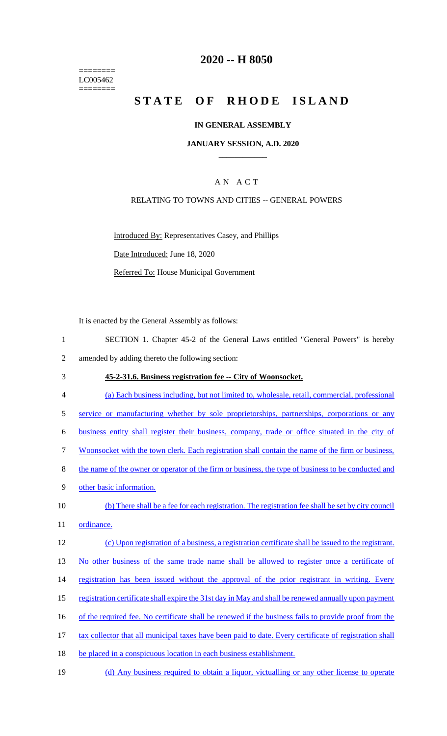========
LC005462
========

# 2020 -- H 8050

# STATE OF RHODE ISLAND

## IN GENERAL ASSEMBLY

### JANUARY SESSION, A.D. 2020

### AN ACT

RELATING TO TOWNS AND CITIES -- GENERAL POWERS

Introduced By: Representatives Casey, and Phillips

Date Introduced: June 18, 2020

Referred To: House Municipal Government

It is enacted by the General Assembly as follows:

1 SECTION 1. Chapter 45-2 of the General Laws entitled "General Powers" is hereby
2 amended by adding thereto the following section:

3 **45-2-31.6. Business registration fee -- City of Woonsocket.**

4 (a) Each business including, but not limited to, wholesale, retail, commercial, professional
5 service or manufacturing whether by sole proprietorships, partnerships, corporations or any
6 business entity shall register their business, company, trade or office situated in the city of
7 Woonsocket with the town clerk. Each registration shall contain the name of the firm or business,
8 the name of the owner or operator of the firm or business, the type of business to be conducted and
9 other basic information.

10 (b) There shall be a fee for each registration. The registration fee shall be set by city council
11 ordinance.

12 (c) Upon registration of a business, a registration certificate shall be issued to the registrant.
13 No other business of the same trade name shall be allowed to register once a certificate of
14 registration has been issued without the approval of the prior registrant in writing. Every
15 registration certificate shall expire the 31st day in May and shall be renewed annually upon payment
16 of the required fee. No certificate shall be renewed if the business fails to provide proof from the
17 tax collector that all municipal taxes have been paid to date. Every certificate of registration shall
18 be placed in a conspicuous location in each business establishment.

19 (d) Any business required to obtain a liquor, victualling or any other license to operate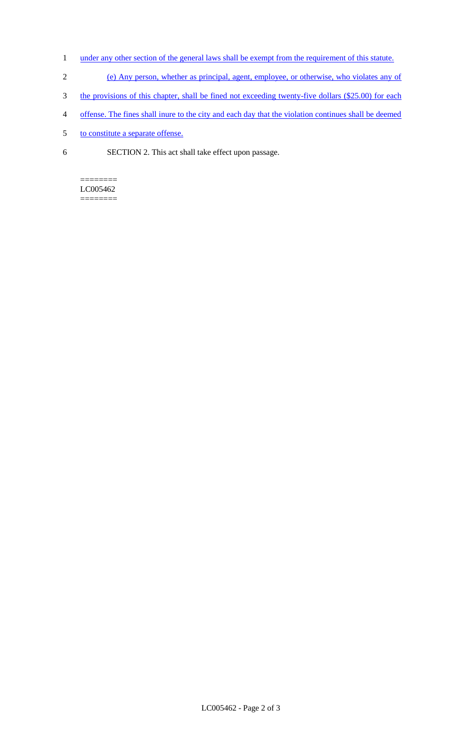under any other section of the general laws shall be exempt from the requirement of this statute.

(e) Any person, whether as principal, agent, employee, or otherwise, who violates any of the provisions of this chapter, shall be fined not exceeding twenty-five dollars ($25.00) for each offense. The fines shall inure to the city and each day that the violation continues shall be deemed to constitute a separate offense.

SECTION 2. This act shall take effect upon passage.

========
LC005462
========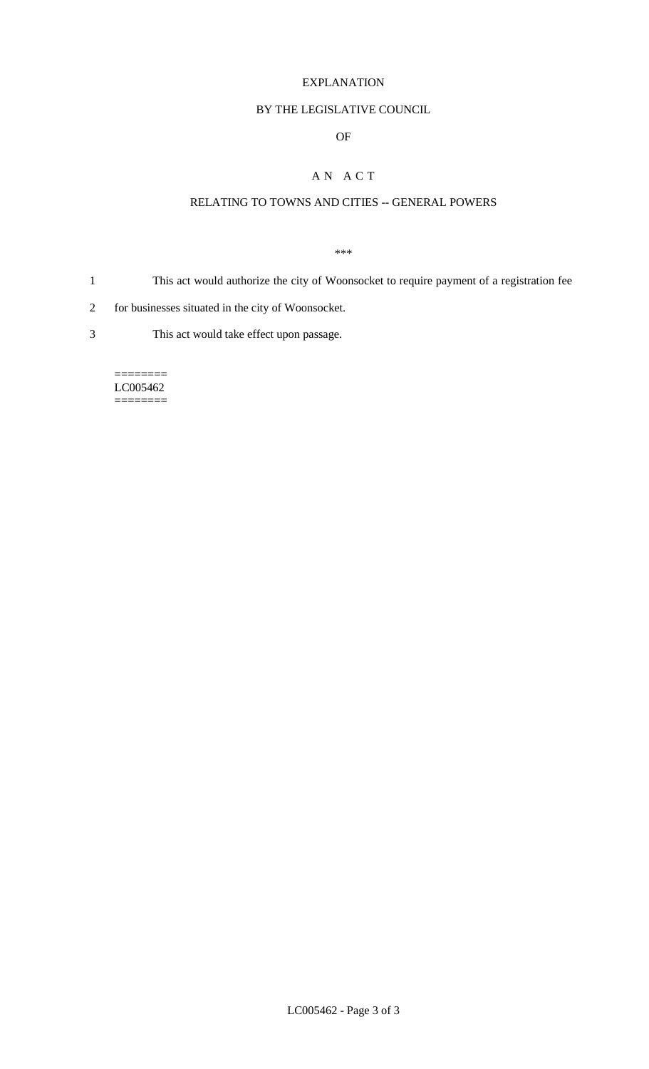EXPLANATION

BY THE LEGISLATIVE COUNCIL

OF

A N A C T

RELATING TO TOWNS AND CITIES -- GENERAL POWERS

\*\*\*

1 This act would authorize the city of Woonsocket to require payment of a registration fee
2 for businesses situated in the city of Woonsocket.
3 This act would take effect upon passage.

========
LC005462
========